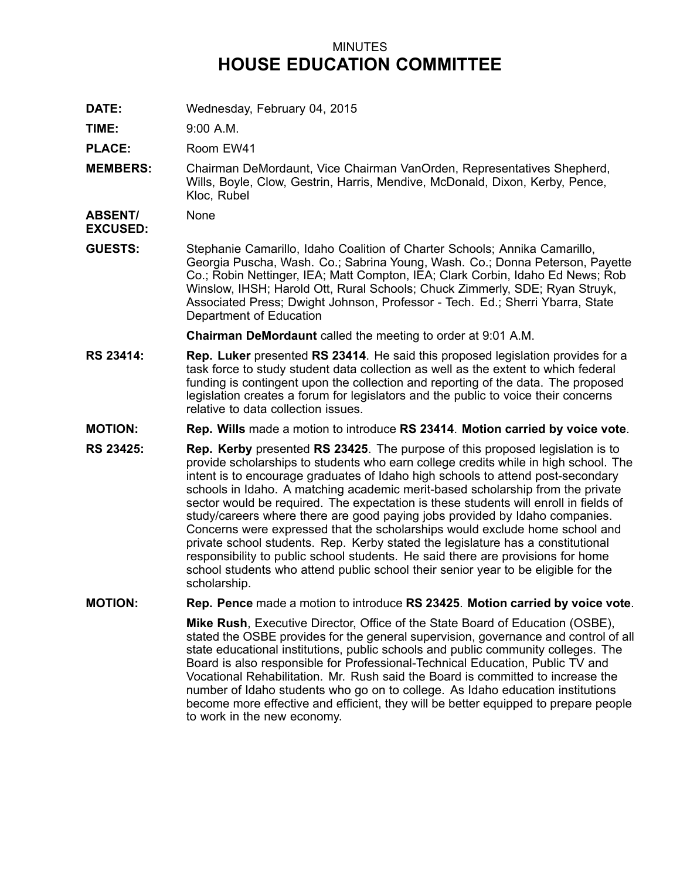MINUTES

# HOUSE EDUCATION COMMITTEE

**DATE:** Wednesday, February 04, 2015

**TIME:** 9:00 A.M.

**PLACE:** Room EW41

**MEMBERS:** Chairman DeMordaunt, Vice Chairman VanOrden, Representatives Shepherd, Wills, Boyle, Clow, Gestrin, Harris, Mendive, McDonald, Dixon, Kerby, Pence, Kloc, Rubel

**ABSENT/ EXCUSED:** None

**GUESTS:** Stephanie Camarillo, Idaho Coalition of Charter Schools; Annika Camarillo, Georgia Puscha, Wash. Co.; Sabrina Young, Wash. Co.; Donna Peterson, Payette Co.; Robin Nettinger, IEA; Matt Compton, IEA; Clark Corbin, Idaho Ed News; Rob Winslow, IHSH; Harold Ott, Rural Schools; Chuck Zimmerly, SDE; Ryan Struyk, Associated Press; Dwight Johnson, Professor - Tech. Ed.; Sherri Ybarra, State Department of Education

**Chairman DeMordaunt** called the meeting to order at 9:01 A.M.

**RS 23414:** **Rep. Luker** presented **RS 23414**. He said this proposed legislation provides for a task force to study student data collection as well as the extent to which federal funding is contingent upon the collection and reporting of the data. The proposed legislation creates a forum for legislators and the public to voice their concerns relative to data collection issues.

**MOTION:** **Rep. Wills** made a motion to introduce **RS 23414**. **Motion carried by voice vote**.

**RS 23425:** **Rep. Kerby** presented **RS 23425**. The purpose of this proposed legislation is to provide scholarships to students who earn college credits while in high school. The intent is to encourage graduates of Idaho high schools to attend post-secondary schools in Idaho. A matching academic merit-based scholarship from the private sector would be required. The expectation is these students will enroll in fields of study/careers where there are good paying jobs provided by Idaho companies. Concerns were expressed that the scholarships would exclude home school and private school students. Rep. Kerby stated the legislature has a constitutional responsibility to public school students. He said there are provisions for home school students who attend public school their senior year to be eligible for the scholarship.

**MOTION:** **Rep. Pence** made a motion to introduce **RS 23425**. **Motion carried by voice vote**.

**Mike Rush**, Executive Director, Office of the State Board of Education (OSBE), stated the OSBE provides for the general supervision, governance and control of all state educational institutions, public schools and public community colleges. The Board is also responsible for Professional-Technical Education, Public TV and Vocational Rehabilitation. Mr. Rush said the Board is committed to increase the number of Idaho students who go on to college. As Idaho education institutions become more effective and efficient, they will be better equipped to prepare people to work in the new economy.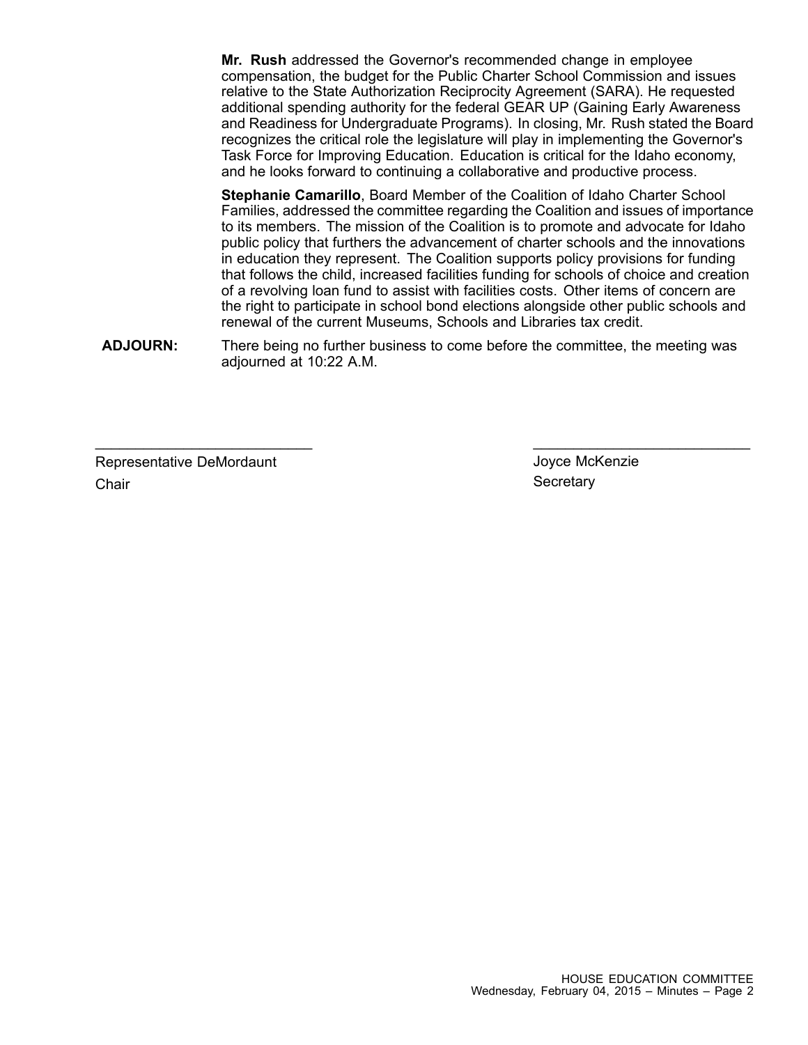**Mr. Rush** addressed the Governor's recommended change in employee compensation, the budget for the Public Charter School Commission and issues relative to the State Authorization Reciprocity Agreement (SARA). He requested additional spending authority for the federal GEAR UP (Gaining Early Awareness and Readiness for Undergraduate Programs). In closing, Mr. Rush stated the Board recognizes the critical role the legislature will play in implementing the Governor's Task Force for Improving Education. Education is critical for the Idaho economy, and he looks forward to continuing a collaborative and productive process.

**Stephanie Camarillo**, Board Member of the Coalition of Idaho Charter School Families, addressed the committee regarding the Coalition and issues of importance to its members. The mission of the Coalition is to promote and advocate for Idaho public policy that furthers the advancement of charter schools and the innovations in education they represent. The Coalition supports policy provisions for funding that follows the child, increased facilities funding for schools of choice and creation of a revolving loan fund to assist with facilities costs. Other items of concern are the right to participate in school bond elections alongside other public schools and renewal of the current Museums, Schools and Libraries tax credit.

**ADJOURN:** There being no further business to come before the committee, the meeting was adjourned at 10:22 A.M.

___________________________

Representative DeMordaunt
Chair

___________________________

Joyce McKenzie
Secretary